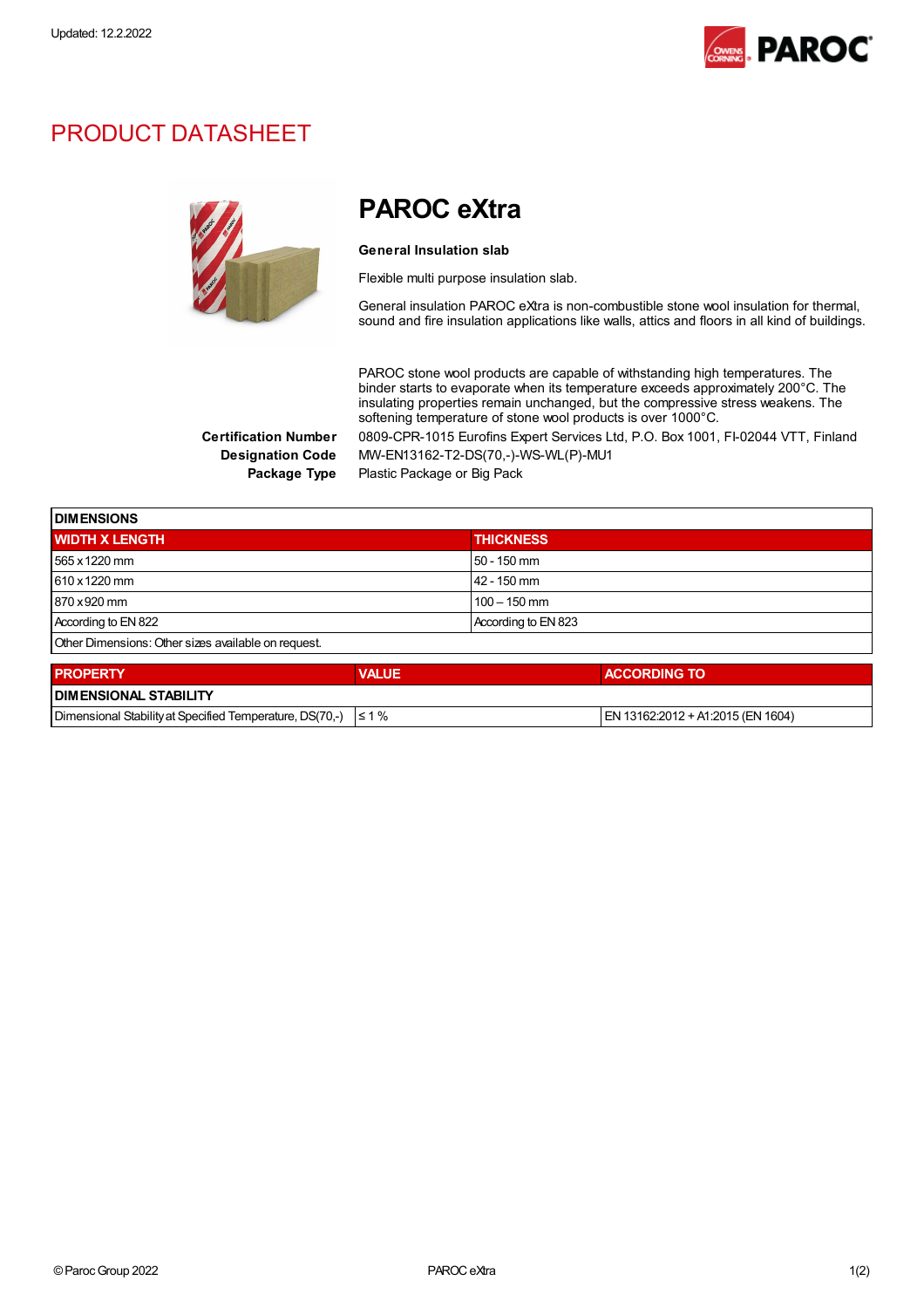Updated: 12.2.2022

# PRODUCT DATASHEET

## PAROC eXtra

**General Insulation slab**

Flexible multi purpose insulation slab.

General insulation PAROC eXtra is non-combustible stone wool insulation for thermal, sound and fire insulation applications like walls, attics and floors in all kind of buildings.

PAROC stone wool products are capable of withstanding high temperatures. The binder starts to evaporate when its temperature exceeds approximately 200°C. The insulating properties remain unchanged, but the compressive stress weakens. The softening temperature of stone wool products is over 1000°C.

**Certification Number** 0809-CPR-1015 Eurofins Expert Services Ltd, P.O. Box 1001, FI-02044 VTT, Finland

**Designation Code** MW-EN13162-T2-DS(70,-)-WS-WL(P)-MU1

**Package Type** Plastic Package or Big Pack

| DIMENSIONS | |
|---|---|
| **WIDTH X LENGTH** | **THICKNESS** |
| 565 x 1220 mm | 50 - 150 mm |
| 610 x 1220 mm | 42 - 150 mm |
| 870 x 920 mm | 100 – 150 mm |
| According to EN 822 | According to EN 823 |
| Other Dimensions: Other sizes available on request. | |

| PROPERTY | VALUE | ACCORDING TO |
|---|---|---|
| **DIMENSIONAL STABILITY** | | |
| Dimensional Stability at Specified Temperature, DS(70,-) | ≤ 1 % | EN 13162:2012 + A1:2015 (EN 1604) |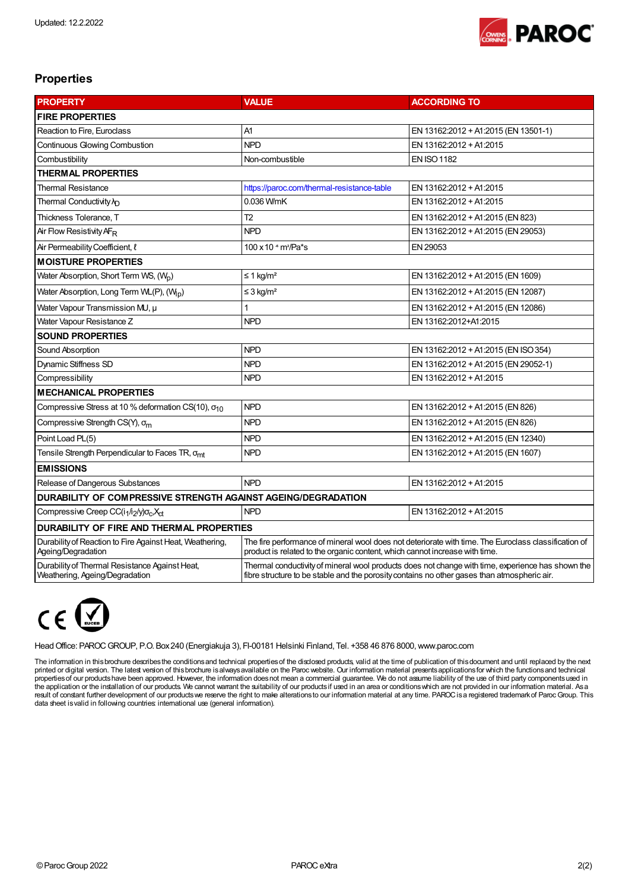Updated: 12.2.2022

## Properties

| PROPERTY | VALUE | ACCORDING TO |
|---|---|---|
| **FIRE PROPERTIES** | | |
| Reaction to Fire, Euroclass | A1 | EN 13162:2012 + A1:2015 (EN 13501-1) |
| Continuous Glowing Combustion | NPD | EN 13162:2012 + A1:2015 |
| Combustibility | Non-combustible | EN ISO 1182 |
| **THERMAL PROPERTIES** | | |
| Thermal Resistance | https://paroc.com/thermal-resistance-table | EN 13162:2012 + A1:2015 |
| Thermal Conductivity $\lambda_D$ | 0.036 W/mK | EN 13162:2012 + A1:2015 |
| Thickness Tolerance, T | T2 | EN 13162:2012 + A1:2015 (EN 823) |
| Air Flow Resistivity $AF_R$ | NPD | EN 13162:2012 + A1:2015 (EN 29053) |
| Air Permeability Coefficient, ℓ | 100 x 10⁻⁶ m²/Pa*s | EN 29053 |
| **MOISTURE PROPERTIES** | | |
| Water Absorption, Short Term WS, ($W_p$) | ≤ 1 kg/m² | EN 13162:2012 + A1:2015 (EN 1609) |
| Water Absorption, Long Term WL(P), ($W_{lp}$) | ≤ 3 kg/m² | EN 13162:2012 + A1:2015 (EN 12087) |
| Water Vapour Transmission MU, μ | 1 | EN 13162:2012 + A1:2015 (EN 12086) |
| Water Vapour Resistance Z | NPD | EN 13162:2012+A1:2015 |
| **SOUND PROPERTIES** | | |
| Sound Absorption | NPD | EN 13162:2012 + A1:2015 (EN ISO 354) |
| Dynamic Stiffness SD | NPD | EN 13162:2012 + A1:2015 (EN 29052-1) |
| Compressibility | NPD | EN 13162:2012 + A1:2015 |
| **MECHANICAL PROPERTIES** | | |
| Compressive Stress at 10 % deformation CS(10), $\sigma_{10}$ | NPD | EN 13162:2012 + A1:2015 (EN 826) |
| Compressive Strength CS(Y), $\sigma_m$ | NPD | EN 13162:2012 + A1:2015 (EN 826) |
| Point Load PL(5) | NPD | EN 13162:2012 + A1:2015 (EN 12340) |
| Tensile Strength Perpendicular to Faces TR, $\sigma_{mt}$ | NPD | EN 13162:2012 + A1:2015 (EN 1607) |
| **EMISSIONS** | | |
| Release of Dangerous Substances | NPD | EN 13162:2012 + A1:2015 |
| **DURABILITY OF COMPRESSIVE STRENGTH AGAINST AGEING/DEGRADATION** | | |
| Compressive Creep $CC(i_1/i_2/y)\sigma_c X_{ct}$ | NPD | EN 13162:2012 + A1:2015 |
| **DURABILITY OF FIRE AND THERMAL PROPERTIES** | | |
| Durability of Reaction to Fire Against Heat, Weathering, Ageing/Degradation | The fire performance of mineral wool does not deteriorate with time. The Euroclass classification of product is related to the organic content, which cannot increase with time. | |
| Durability of Thermal Resistance Against Heat, Weathering, Ageing/Degradation | Thermal conductivity of mineral wool products does not change with time, experience has shown the fibre structure to be stable and the porosity contains no other gases than atmospheric air. | |

CE EUCEB

Head Office: PAROC GROUP, P.O. Box 240 (Energiakuja 3), FI-00181 Helsinki Finland, Tel. +358 46 876 8000, www.paroc.com

The information in this brochure describes the conditions and technical properties of the disclosed products, valid at the time of publication of this document and until replaced by the next printed or digital version. The latest version of this brochure is always available on the Paroc website. Our information material presents applications for which the functions and technical properties of our products have been approved. However, the information does not mean a commercial guarantee. We do not assume liability of the use of third party components used in the application or the installation of our products. We cannot warrant the suitability of our products if used in an area or conditions which are not provided in our information material. As a result of constant further development of our products we reserve the right to make alterations to our information material at any time. PAROC is a registered trademark of Paroc Group. This data sheet is valid in following countries: international use (general information).

© Paroc Group 2022 PAROC eXtra